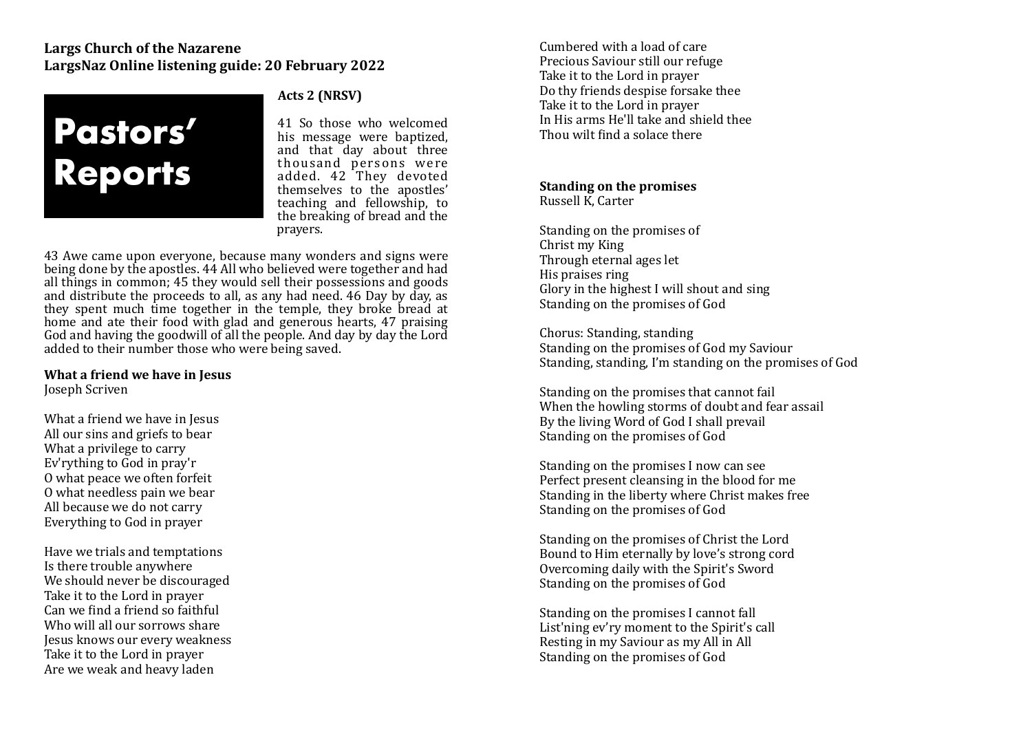**Largs Church of the Nazarene**
**LargsNaz Online listening guide: 20 February 2022**

# Pastors' Reports

**Acts 2 (NRSV)**

41 So those who welcomed his message were baptized, and that day about three thousand persons were added. 42 They devoted themselves to the apostles' teaching and fellowship, to the breaking of bread and the prayers.

43 Awe came upon everyone, because many wonders and signs were being done by the apostles. 44 All who believed were together and had all things in common; 45 they would sell their possessions and goods and distribute the proceeds to all, as any had need. 46 Day by day, as they spent much time together in the temple, they broke bread at home and ate their food with glad and generous hearts, 47 praising God and having the goodwill of all the people. And day by day the Lord added to their number those who were being saved.

**What a friend we have in Jesus**
Joseph Scriven

What a friend we have in Jesus
All our sins and griefs to bear
What a privilege to carry
Ev'rything to God in pray'r
O what peace we often forfeit
O what needless pain we bear
All because we do not carry
Everything to God in prayer

Have we trials and temptations
Is there trouble anywhere
We should never be discouraged
Take it to the Lord in prayer
Can we find a friend so faithful
Who will all our sorrows share
Jesus knows our every weakness
Take it to the Lord in prayer
Are we weak and heavy laden
Cumbered with a load of care
Precious Saviour still our refuge
Take it to the Lord in prayer
Do thy friends despise forsake thee
Take it to the Lord in prayer
In His arms He'll take and shield thee
Thou wilt find a solace there

**Standing on the promises**
Russell K, Carter

Standing on the promises of
Christ my King
Through eternal ages let
His praises ring
Glory in the highest I will shout and sing
Standing on the promises of God

Chorus: Standing, standing
Standing on the promises of God my Saviour
Standing, standing, I'm standing on the promises of God

Standing on the promises that cannot fail
When the howling storms of doubt and fear assail
By the living Word of God I shall prevail
Standing on the promises of God

Standing on the promises I now can see
Perfect present cleansing in the blood for me
Standing in the liberty where Christ makes free
Standing on the promises of God

Standing on the promises of Christ the Lord
Bound to Him eternally by love's strong cord
Overcoming daily with the Spirit's Sword
Standing on the promises of God

Standing on the promises I cannot fall
List'ning ev'ry moment to the Spirit's call
Resting in my Saviour as my All in All
Standing on the promises of God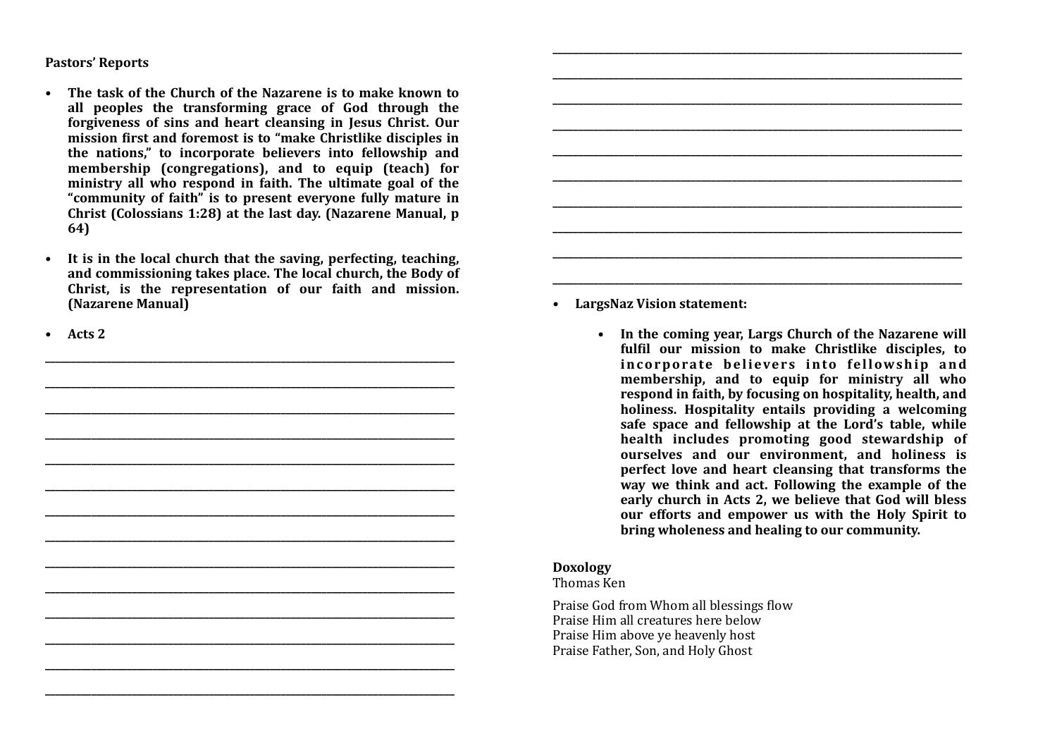**Pastors' Reports**

- **The task of the Church of the Nazarene is to make known to all peoples the transforming grace of God through the forgiveness of sins and heart cleansing in Jesus Christ. Our mission first and foremost is to "make Christlike disciples in the nations," to incorporate believers into fellowship and membership (congregations), and to equip (teach) for ministry all who respond in faith. The ultimate goal of the "community of faith" is to present everyone fully mature in Christ (Colossians 1:28) at the last day. (Nazarene Manual, p 64)**

- **It is in the local church that the saving, perfecting, teaching, and commissioning takes place. The local church, the Body of Christ, is the representation of our faith and mission. (Nazarene Manual)**

- **Acts 2**

________________________________________________________________________

________________________________________________________________________

________________________________________________________________________

________________________________________________________________________

________________________________________________________________________

________________________________________________________________________

________________________________________________________________________

________________________________________________________________________

________________________________________________________________________

________________________________________________________________________

________________________________________________________________________

________________________________________________________________________

________________________________________________________________________

________________________________________________________________________

________________________________________________________________________

________________________________________________________________________

________________________________________________________________________

________________________________________________________________________

________________________________________________________________________

________________________________________________________________________

________________________________________________________________________

________________________________________________________________________

________________________________________________________________________

________________________________________________________________________

- **LargsNaz Vision statement:**

  - **In the coming year, Largs Church of the Nazarene will fulfil our mission to make Christlike disciples, to incorporate believers into fellowship and membership, and to equip for ministry all who respond in faith, by focusing on hospitality, health, and holiness. Hospitality entails providing a welcoming safe space and fellowship at the Lord's table, while health includes promoting good stewardship of ourselves and our environment, and holiness is perfect love and heart cleansing that transforms the way we think and act. Following the example of the early church in Acts 2, we believe that God will bless our efforts and empower us with the Holy Spirit to bring wholeness and healing to our community.**

**Doxology**
Thomas Ken

Praise God from Whom all blessings flow
Praise Him all creatures here below
Praise Him above ye heavenly host
Praise Father, Son, and Holy Ghost